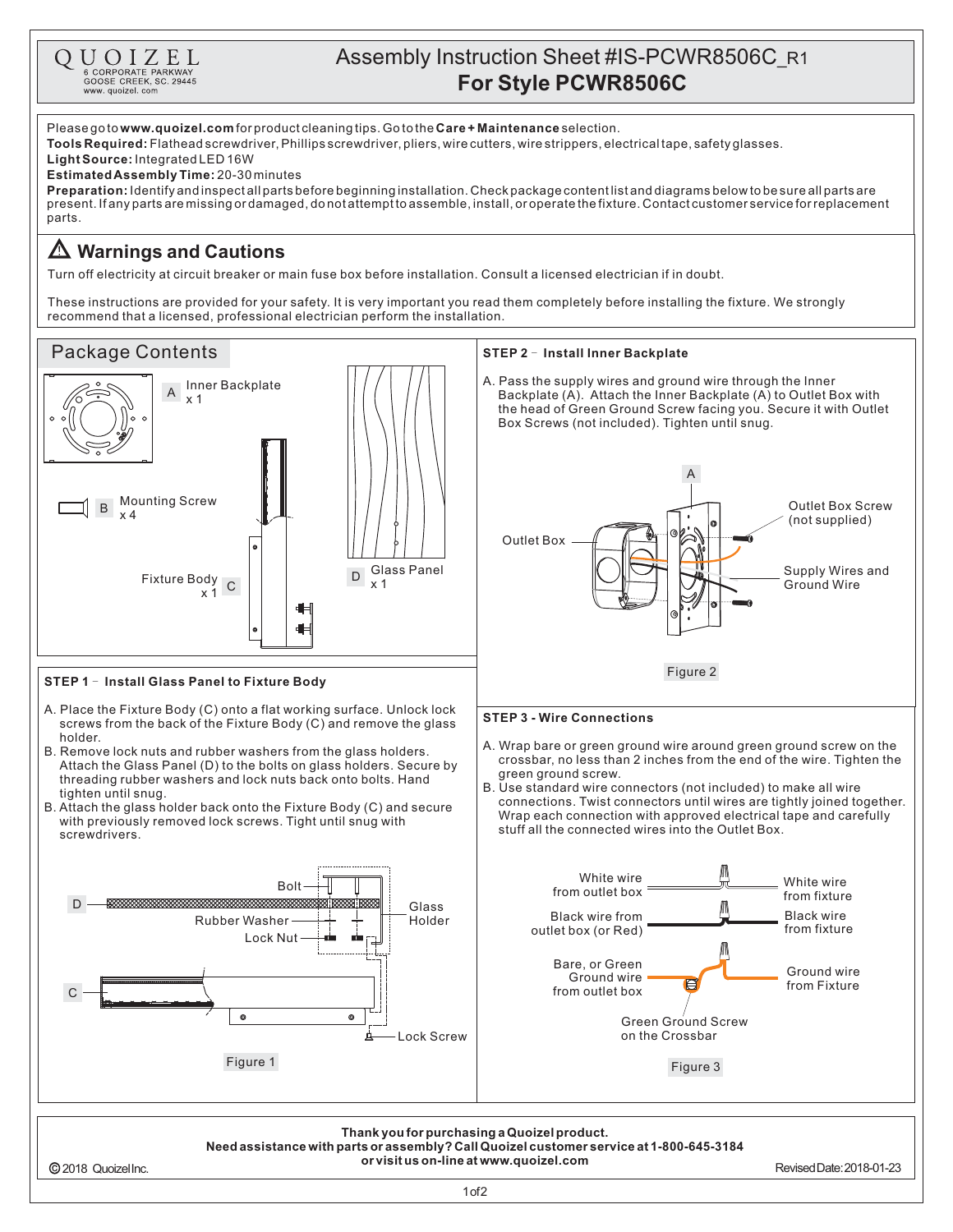QUOIZEL
6 CORPORATE PARKWAY
GOOSE CREEK, SC. 29445
www. quoizel. com

# Assembly Instruction Sheet #IS-PCWR8506C_R1
# For Style PCWR8506C

Please go to **www.quoizel.com** for product cleaning tips. Go to the **Care + Maintenance** selection.
**Tools Required:** Flathead screwdriver, Phillips screwdriver, pliers, wire cutters, wire strippers, electrical tape, safety glasses.
**Light Source:** Integrated LED 16W
**Estimated Assembly Time:** 20-30 minutes
**Preparation:** Identify and inspect all parts before beginning installation. Check package content list and diagrams below to be sure all parts are present. If any parts are missing or damaged, do not attempt to assemble, install, or operate the fixture. Contact customer service for replacement parts.

## ⚠ Warnings and Cautions

Turn off electricity at circuit breaker or main fuse box before installation. Consult a licensed electrician if in doubt.

These instructions are provided for your safety. It is very important you read them completely before installing the fixture. We strongly recommend that a licensed, professional electrician perform the installation.

## Package Contents

A Inner Backplate x 1

B Mounting Screw x 4

C Fixture Body x 1

D Glass Panel x 1

### STEP 1 – Install Glass Panel to Fixture Body

A. Place the Fixture Body (C) onto a flat working surface. Unlock lock screws from the back of the Fixture Body (C) and remove the glass holder.
B. Remove lock nuts and rubber washers from the glass holders. Attach the Glass Panel (D) to the bolts on glass holders. Secure by threading rubber washers and lock nuts back onto bolts. Hand tighten until snug.
B. Attach the glass holder back onto the Fixture Body (C) and secure with previously removed lock screws. Tight until snug with screwdrivers.

D, Bolt, Rubber Washer, Lock Nut, Glass Holder, C, Lock Screw

Figure 1

### STEP 2 – Install Inner Backplate

A. Pass the supply wires and ground wire through the Inner Backplate (A). Attach the Inner Backplate (A) to Outlet Box with the head of Green Ground Screw facing you. Secure it with Outlet Box Screws (not included). Tighten until snug.

A, Outlet Box, Outlet Box Screw (not supplied), Supply Wires and Ground Wire

Figure 2

### STEP 3 - Wire Connections

A. Wrap bare or green ground wire around green ground screw on the crossbar, no less than 2 inches from the end of the wire. Tighten the green ground screw.
B. Use standard wire connectors (not included) to make all wire connections. Twist connectors until wires are tightly joined together. Wrap each connection with approved electrical tape and carefully stuff all the connected wires into the Outlet Box.

White wire from outlet box — White wire from fixture
Black wire from outlet box (or Red) — Black wire from fixture
Bare, or Green Ground wire from outlet box — Ground wire from Fixture
Green Ground Screw on the Crossbar

Figure 3

**Thank you for purchasing a Quoizel product.**
**Need assistance with parts or assembly? Call Quoizel customer service at 1-800-645-3184 or visit us on-line at www.quoizel.com**

© 2018 Quoizel Inc. Revised Date: 2018-01-23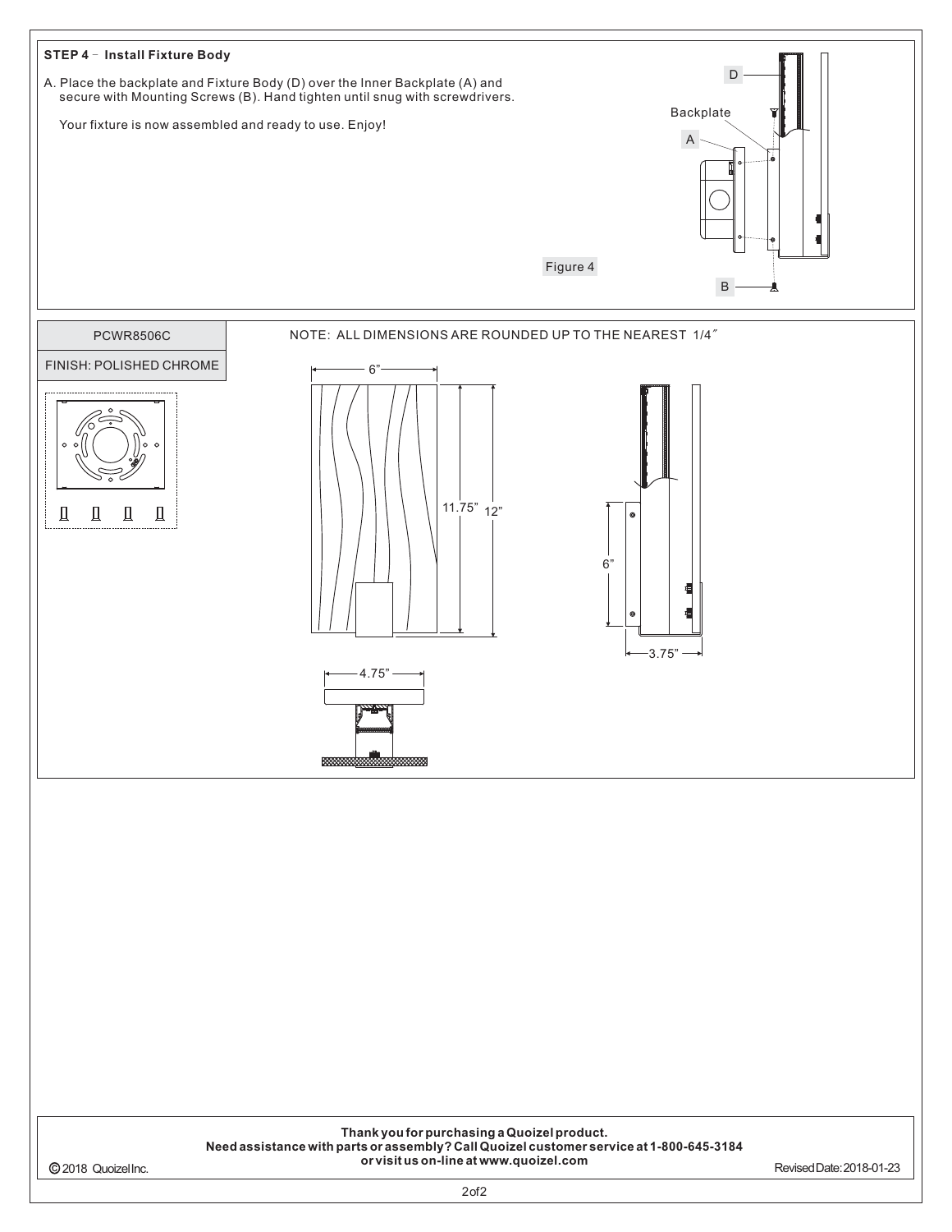### STEP 4 – Install Fixture Body

A. Place the backplate and Fixture Body (D) over the Inner Backplate (A) and secure with Mounting Screws (B). Hand tighten until snug with screwdrivers.

Your fixture is now assembled and ready to use. Enjoy!

D

Backplate

A

B

Figure 4

| PCWR8506C |
| --- |
| FINISH: POLISHED CHROME |

NOTE: ALL DIMENSIONS ARE ROUNDED UP TO THE NEAREST 1/4″

6”

11.75”

12”

6”

3.75”

4.75”

**Thank you for purchasing a Quoizel product.**
**Need assistance with parts or assembly? Call Quoizel customer service at 1-800-645-3184**
**or visit us on-line at www.quoizel.com**

© 2018 Quoizel Inc.

Revised Date: 2018-01-23